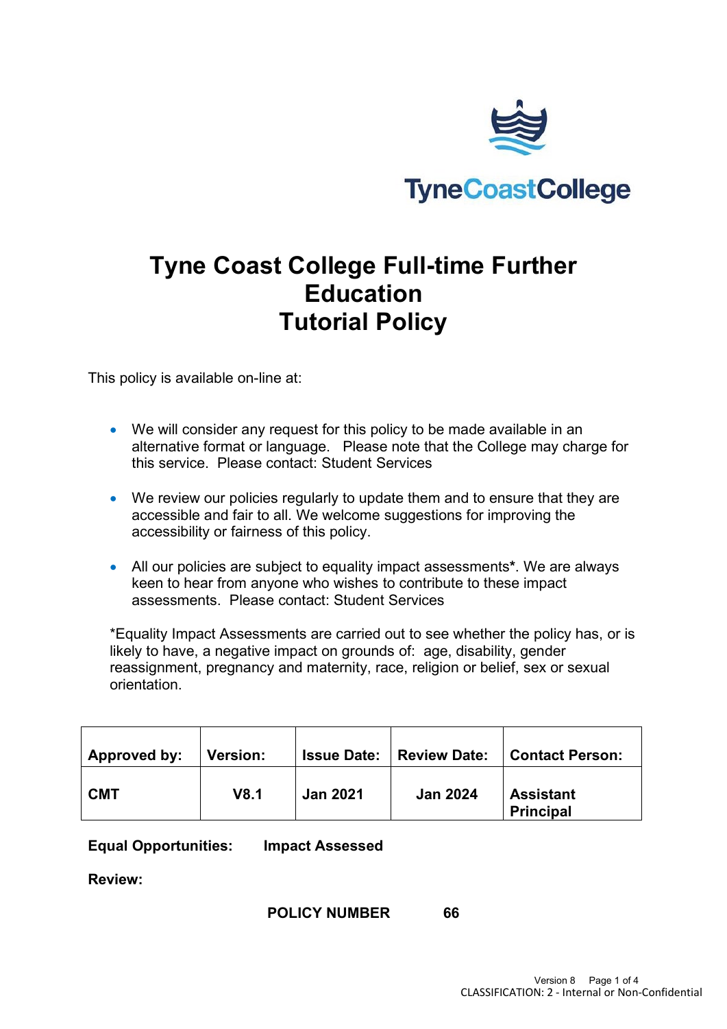TyneCoastCollege

# Tyne Coast College Full-time Further Education Tutorial Policy

This policy is available on-line at:

- We will consider any request for this policy to be made available in an alternative format or language. Please note that the College may charge for this service. Please contact: Student Services
- We review our policies regularly to update them and to ensure that they are accessible and fair to all. We welcome suggestions for improving the accessibility or fairness of this policy.
- All our policies are subject to equality impact assessments**\***. We are always keen to hear from anyone who wishes to contribute to these impact assessments. Please contact: Student Services

*Equality Impact Assessments are carried out to see whether the policy has, or is likely to have, a negative impact on grounds of: age, disability, gender reassignment, pregnancy and maternity, race, religion or belief, sex or sexual orientation.

| **Approved by:** | **Version:** | **Issue Date:** | **Review Date:** | **Contact Person:** |
|---|---|---|---|---|
| **CMT** | **V8.1** | **Jan 2021** | **Jan 2024** | **Assistant Principal** |

**Equal Opportunities:** **Impact Assessed**

**Review:**

**POLICY NUMBER 66**

CLASSIFICATION: 2 - Internal or Non-Confidential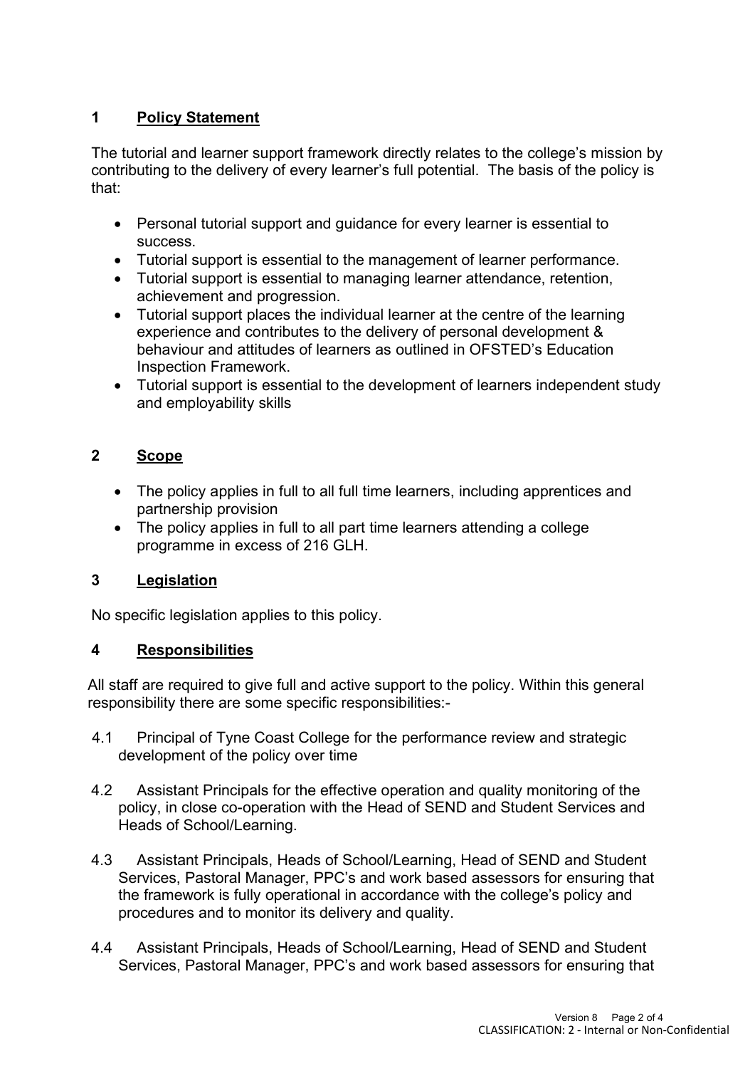## 1 Policy Statement

The tutorial and learner support framework directly relates to the college's mission by contributing to the delivery of every learner's full potential. The basis of the policy is that:

- Personal tutorial support and guidance for every learner is essential to success.
- Tutorial support is essential to the management of learner performance.
- Tutorial support is essential to managing learner attendance, retention, achievement and progression.
- Tutorial support places the individual learner at the centre of the learning experience and contributes to the delivery of personal development & behaviour and attitudes of learners as outlined in OFSTED's Education Inspection Framework.
- Tutorial support is essential to the development of learners independent study and employability skills

## 2 Scope

- The policy applies in full to all full time learners, including apprentices and partnership provision
- The policy applies in full to all part time learners attending a college programme in excess of 216 GLH.

## 3 Legislation

No specific legislation applies to this policy.

## 4 Responsibilities

All staff are required to give full and active support to the policy. Within this general responsibility there are some specific responsibilities:-

4.1 Principal of Tyne Coast College for the performance review and strategic development of the policy over time

4.2 Assistant Principals for the effective operation and quality monitoring of the policy, in close co-operation with the Head of SEND and Student Services and Heads of School/Learning.

4.3 Assistant Principals, Heads of School/Learning, Head of SEND and Student Services, Pastoral Manager, PPC's and work based assessors for ensuring that the framework is fully operational in accordance with the college's policy and procedures and to monitor its delivery and quality.

4.4 Assistant Principals, Heads of School/Learning, Head of SEND and Student Services, Pastoral Manager, PPC's and work based assessors for ensuring that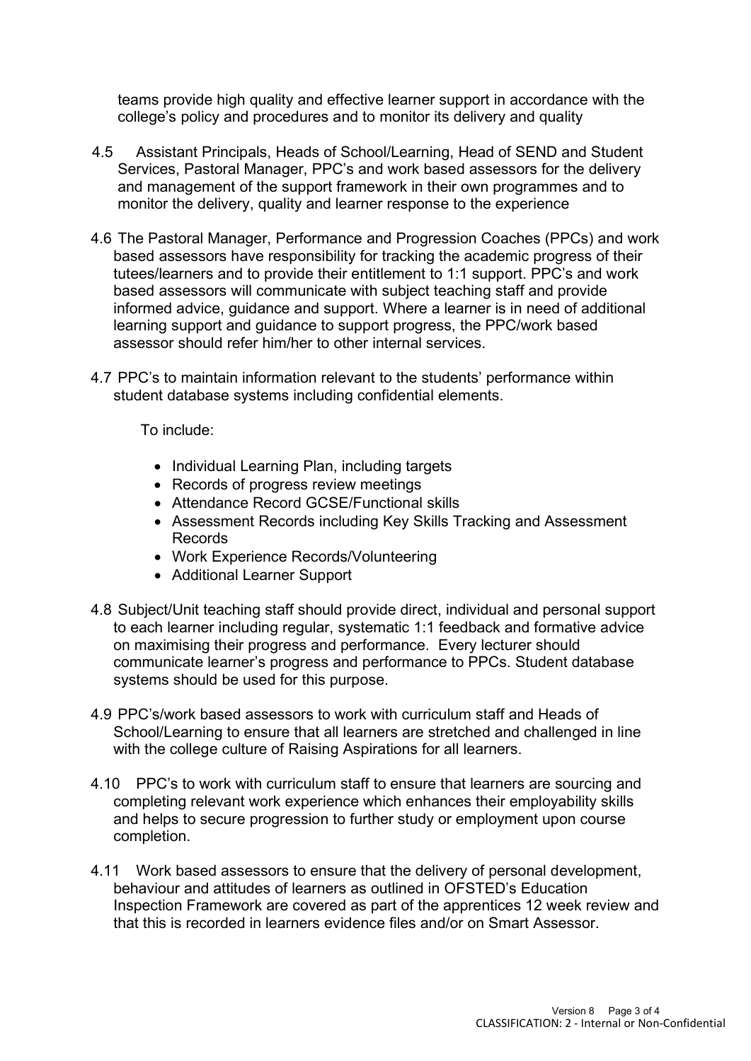teams provide high quality and effective learner support in accordance with the college's policy and procedures and to monitor its delivery and quality

4.5 Assistant Principals, Heads of School/Learning, Head of SEND and Student Services, Pastoral Manager, PPC's and work based assessors for the delivery and management of the support framework in their own programmes and to monitor the delivery, quality and learner response to the experience

4.6 The Pastoral Manager, Performance and Progression Coaches (PPCs) and work based assessors have responsibility for tracking the academic progress of their tutees/learners and to provide their entitlement to 1:1 support. PPC's and work based assessors will communicate with subject teaching staff and provide informed advice, guidance and support. Where a learner is in need of additional learning support and guidance to support progress, the PPC/work based assessor should refer him/her to other internal services.

4.7 PPC's to maintain information relevant to the students' performance within student database systems including confidential elements.

To include:

- Individual Learning Plan, including targets
- Records of progress review meetings
- Attendance Record GCSE/Functional skills
- Assessment Records including Key Skills Tracking and Assessment Records
- Work Experience Records/Volunteering
- Additional Learner Support

4.8 Subject/Unit teaching staff should provide direct, individual and personal support to each learner including regular, systematic 1:1 feedback and formative advice on maximising their progress and performance. Every lecturer should communicate learner's progress and performance to PPCs. Student database systems should be used for this purpose.

4.9 PPC's/work based assessors to work with curriculum staff and Heads of School/Learning to ensure that all learners are stretched and challenged in line with the college culture of Raising Aspirations for all learners.

4.10 PPC's to work with curriculum staff to ensure that learners are sourcing and completing relevant work experience which enhances their employability skills and helps to secure progression to further study or employment upon course completion.

4.11 Work based assessors to ensure that the delivery of personal development, behaviour and attitudes of learners as outlined in OFSTED's Education Inspection Framework are covered as part of the apprentices 12 week review and that this is recorded in learners evidence files and/or on Smart Assessor.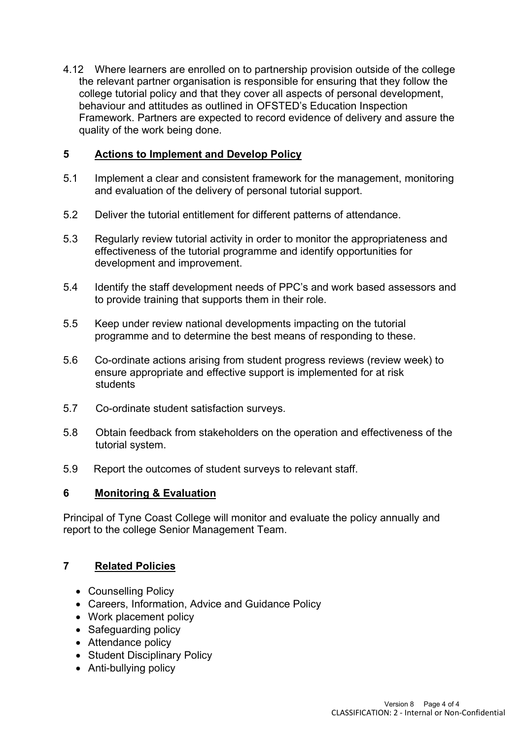4.12 Where learners are enrolled on to partnership provision outside of the college the relevant partner organisation is responsible for ensuring that they follow the college tutorial policy and that they cover all aspects of personal development, behaviour and attitudes as outlined in OFSTED's Education Inspection Framework. Partners are expected to record evidence of delivery and assure the quality of the work being done.

## 5 Actions to Implement and Develop Policy

5.1 Implement a clear and consistent framework for the management, monitoring and evaluation of the delivery of personal tutorial support.

5.2 Deliver the tutorial entitlement for different patterns of attendance.

5.3 Regularly review tutorial activity in order to monitor the appropriateness and effectiveness of the tutorial programme and identify opportunities for development and improvement.

5.4 Identify the staff development needs of PPC's and work based assessors and to provide training that supports them in their role.

5.5 Keep under review national developments impacting on the tutorial programme and to determine the best means of responding to these.

5.6 Co-ordinate actions arising from student progress reviews (review week) to ensure appropriate and effective support is implemented for at risk students

5.7 Co-ordinate student satisfaction surveys.

5.8 Obtain feedback from stakeholders on the operation and effectiveness of the tutorial system.

5.9 Report the outcomes of student surveys to relevant staff.

## 6 Monitoring & Evaluation

Principal of Tyne Coast College will monitor and evaluate the policy annually and report to the college Senior Management Team.

## 7 Related Policies

- Counselling Policy
- Careers, Information, Advice and Guidance Policy
- Work placement policy
- Safeguarding policy
- Attendance policy
- Student Disciplinary Policy
- Anti-bullying policy

Version 8

CLASSIFICATION: 2 - Internal or Non-Confidential